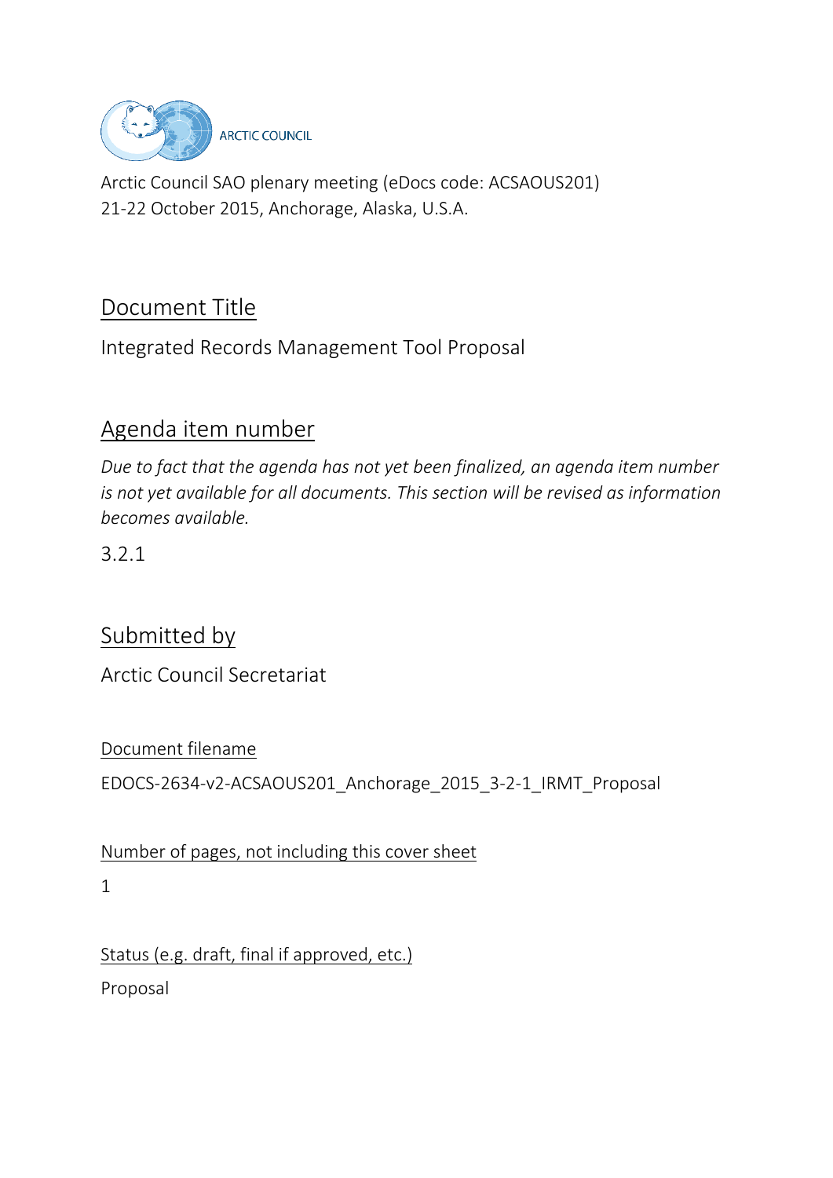ARCTIC COUNCIL

Arctic Council SAO plenary meeting (eDocs code: ACSAOUS201)
21-22 October 2015, Anchorage, Alaska, U.S.A.

## Document Title

Integrated Records Management Tool Proposal

## Agenda item number

*Due to fact that the agenda has not yet been finalized, an agenda item number is not yet available for all documents. This section will be revised as information becomes available.*

3.2.1

## Submitted by

Arctic Council Secretariat

### Document filename

EDOCS-2634-v2-ACSAOUS201_Anchorage_2015_3-2-1_IRMT_Proposal

### Number of pages, not including this cover sheet

1

### Status (e.g. draft, final if approved, etc.)

Proposal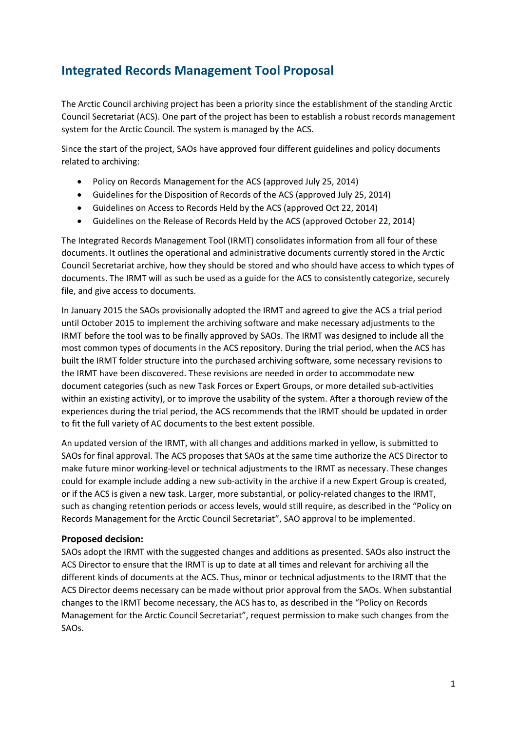# Integrated Records Management Tool Proposal

The Arctic Council archiving project has been a priority since the establishment of the standing Arctic Council Secretariat (ACS). One part of the project has been to establish a robust records management system for the Arctic Council. The system is managed by the ACS.

Since the start of the project, SAOs have approved four different guidelines and policy documents related to archiving:

- Policy on Records Management for the ACS (approved July 25, 2014)
- Guidelines for the Disposition of Records of the ACS (approved July 25, 2014)
- Guidelines on Access to Records Held by the ACS (approved Oct 22, 2014)
- Guidelines on the Release of Records Held by the ACS (approved October 22, 2014)

The Integrated Records Management Tool (IRMT) consolidates information from all four of these documents. It outlines the operational and administrative documents currently stored in the Arctic Council Secretariat archive, how they should be stored and who should have access to which types of documents. The IRMT will as such be used as a guide for the ACS to consistently categorize, securely file, and give access to documents.

In January 2015 the SAOs provisionally adopted the IRMT and agreed to give the ACS a trial period until October 2015 to implement the archiving software and make necessary adjustments to the IRMT before the tool was to be finally approved by SAOs. The IRMT was designed to include all the most common types of documents in the ACS repository. During the trial period, when the ACS has built the IRMT folder structure into the purchased archiving software, some necessary revisions to the IRMT have been discovered. These revisions are needed in order to accommodate new document categories (such as new Task Forces or Expert Groups, or more detailed sub-activities within an existing activity), or to improve the usability of the system. After a thorough review of the experiences during the trial period, the ACS recommends that the IRMT should be updated in order to fit the full variety of AC documents to the best extent possible.

An updated version of the IRMT, with all changes and additions marked in yellow, is submitted to SAOs for final approval. The ACS proposes that SAOs at the same time authorize the ACS Director to make future minor working-level or technical adjustments to the IRMT as necessary. These changes could for example include adding a new sub-activity in the archive if a new Expert Group is created, or if the ACS is given a new task. Larger, more substantial, or policy-related changes to the IRMT, such as changing retention periods or access levels, would still require, as described in the "Policy on Records Management for the Arctic Council Secretariat", SAO approval to be implemented.

### Proposed decision:

SAOs adopt the IRMT with the suggested changes and additions as presented. SAOs also instruct the ACS Director to ensure that the IRMT is up to date at all times and relevant for archiving all the different kinds of documents at the ACS. Thus, minor or technical adjustments to the IRMT that the ACS Director deems necessary can be made without prior approval from the SAOs. When substantial changes to the IRMT become necessary, the ACS has to, as described in the "Policy on Records Management for the Arctic Council Secretariat", request permission to make such changes from the SAOs.